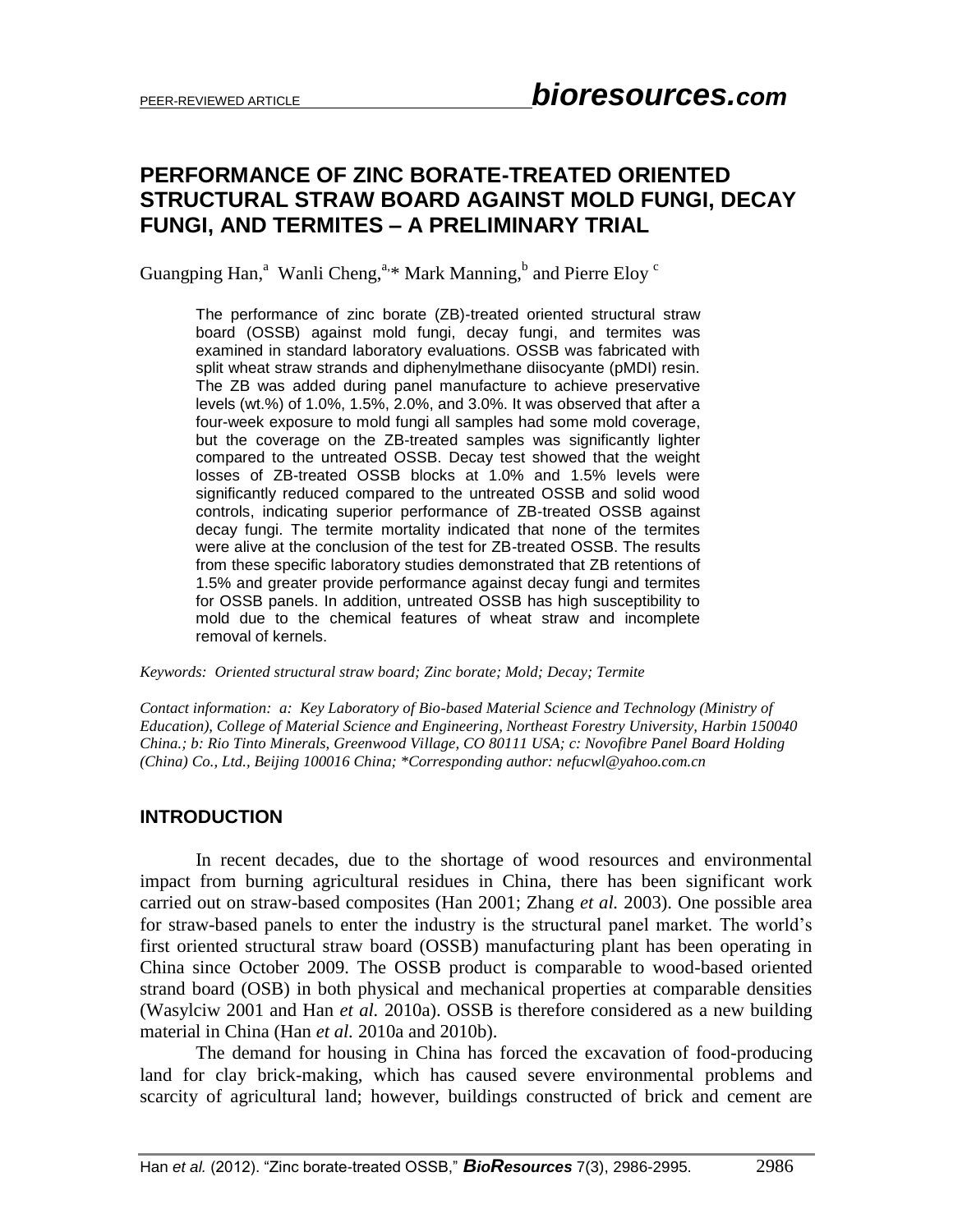# PERFORMANCE OF ZINC BORATE-TREATED ORIENTED STRUCTURAL STRAW BOARD AGAINST MOLD FUNGI, DECAY FUNGI, AND TERMITES – A PRELIMINARY TRIAL

Guangping Han,[a] Wanli Cheng,[a,]* Mark Manning,[b] and Pierre Eloy [c]

The performance of zinc borate (ZB)-treated oriented structural straw board (OSSB) against mold fungi, decay fungi, and termites was examined in standard laboratory evaluations. OSSB was fabricated with split wheat straw strands and diphenylmethane diisocyante (pMDI) resin. The ZB was added during panel manufacture to achieve preservative levels (wt.%) of 1.0%, 1.5%, 2.0%, and 3.0%. It was observed that after a four-week exposure to mold fungi all samples had some mold coverage, but the coverage on the ZB-treated samples was significantly lighter compared to the untreated OSSB. Decay test showed that the weight losses of ZB-treated OSSB blocks at 1.0% and 1.5% levels were significantly reduced compared to the untreated OSSB and solid wood controls, indicating superior performance of ZB-treated OSSB against decay fungi. The termite mortality indicated that none of the termites were alive at the conclusion of the test for ZB-treated OSSB. The results from these specific laboratory studies demonstrated that ZB retentions of 1.5% and greater provide performance against decay fungi and termites for OSSB panels. In addition, untreated OSSB has high susceptibility to mold due to the chemical features of wheat straw and incomplete removal of kernels.

*Keywords: Oriented structural straw board; Zinc borate; Mold; Decay; Termite*

*Contact information: a: Key Laboratory of Bio-based Material Science and Technology (Ministry of Education), College of Material Science and Engineering, Northeast Forestry University, Harbin 150040 China.; b: Rio Tinto Minerals, Greenwood Village, CO 80111 USA; c: Novofibre Panel Board Holding (China) Co., Ltd., Beijing 100016 China; *Corresponding author: nefucwl@yahoo.com.cn*

## INTRODUCTION

In recent decades, due to the shortage of wood resources and environmental impact from burning agricultural residues in China, there has been significant work carried out on straw-based composites (Han 2001; Zhang *et al.* 2003). One possible area for straw-based panels to enter the industry is the structural panel market. The world's first oriented structural straw board (OSSB) manufacturing plant has been operating in China since October 2009. The OSSB product is comparable to wood-based oriented strand board (OSB) in both physical and mechanical properties at comparable densities (Wasylciw 2001 and Han *et al.* 2010a). OSSB is therefore considered as a new building material in China (Han *et al.* 2010a and 2010b).

The demand for housing in China has forced the excavation of food-producing land for clay brick-making, which has caused severe environmental problems and scarcity of agricultural land; however, buildings constructed of brick and cement are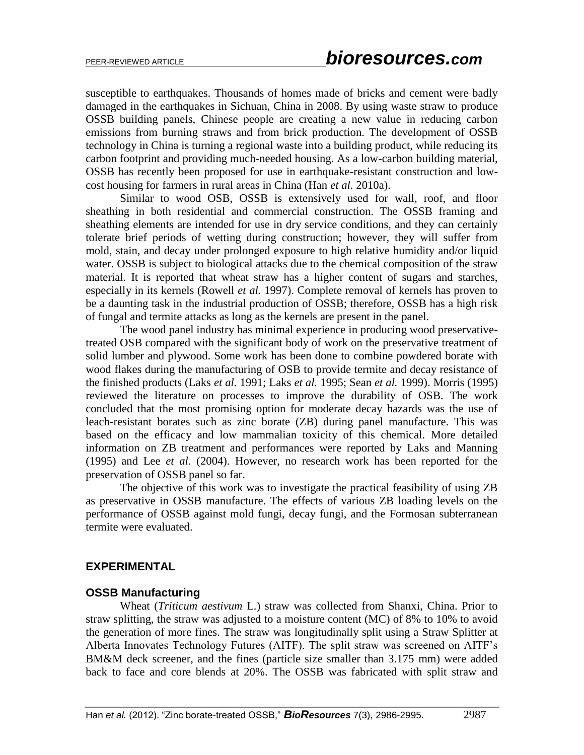susceptible to earthquakes. Thousands of homes made of bricks and cement were badly damaged in the earthquakes in Sichuan, China in 2008. By using waste straw to produce OSSB building panels, Chinese people are creating a new value in reducing carbon emissions from burning straws and from brick production. The development of OSSB technology in China is turning a regional waste into a building product, while reducing its carbon footprint and providing much-needed housing. As a low-carbon building material, OSSB has recently been proposed for use in earthquake-resistant construction and low-cost housing for farmers in rural areas in China (Han *et al.* 2010a).

Similar to wood OSB, OSSB is extensively used for wall, roof, and floor sheathing in both residential and commercial construction. The OSSB framing and sheathing elements are intended for use in dry service conditions, and they can certainly tolerate brief periods of wetting during construction; however, they will suffer from mold, stain, and decay under prolonged exposure to high relative humidity and/or liquid water. OSSB is subject to biological attacks due to the chemical composition of the straw material. It is reported that wheat straw has a higher content of sugars and starches, especially in its kernels (Rowell *et al.* 1997). Complete removal of kernels has proven to be a daunting task in the industrial production of OSSB; therefore, OSSB has a high risk of fungal and termite attacks as long as the kernels are present in the panel.

The wood panel industry has minimal experience in producing wood preservative-treated OSB compared with the significant body of work on the preservative treatment of solid lumber and plywood. Some work has been done to combine powdered borate with wood flakes during the manufacturing of OSB to provide termite and decay resistance of the finished products (Laks *et al.* 1991; Laks *et al.* 1995; Sean *et al.* 1999). Morris (1995) reviewed the literature on processes to improve the durability of OSB. The work concluded that the most promising option for moderate decay hazards was the use of leach-resistant borates such as zinc borate (ZB) during panel manufacture. This was based on the efficacy and low mammalian toxicity of this chemical. More detailed information on ZB treatment and performances were reported by Laks and Manning (1995) and Lee *et al.* (2004). However, no research work has been reported for the preservation of OSSB panel so far.

The objective of this work was to investigate the practical feasibility of using ZB as preservative in OSSB manufacture. The effects of various ZB loading levels on the performance of OSSB against mold fungi, decay fungi, and the Formosan subterranean termite were evaluated.

## EXPERIMENTAL

### OSSB Manufacturing

Wheat (*Triticum aestivum* L.) straw was collected from Shanxi, China. Prior to straw splitting, the straw was adjusted to a moisture content (MC) of 8% to 10% to avoid the generation of more fines. The straw was longitudinally split using a Straw Splitter at Alberta Innovates Technology Futures (AITF). The split straw was screened on AITF's BM&M deck screener, and the fines (particle size smaller than 3.175 mm) were added back to face and core blends at 20%. The OSSB was fabricated with split straw and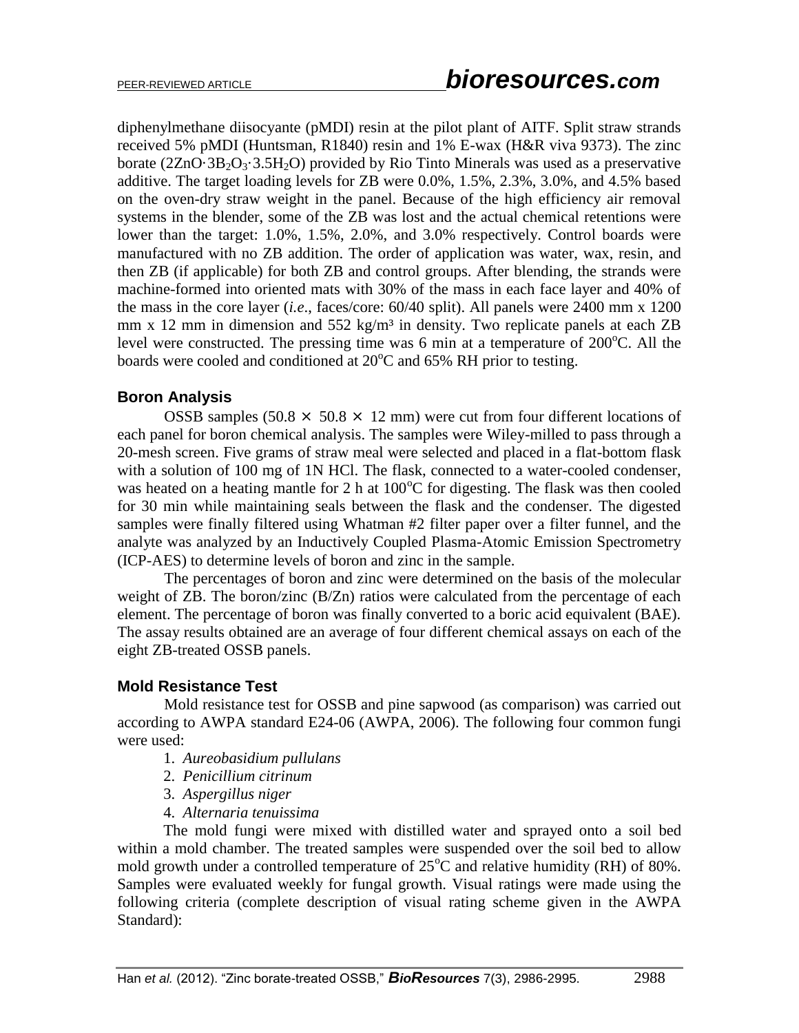diphenylmethane diisocyante (pMDI) resin at the pilot plant of AITF. Split straw strands received 5% pMDI (Huntsman, R1840) resin and 1% E-wax (H&R viva 9373). The zinc borate ($2ZnO \cdot 3B_2O_3 \cdot 3.5H_2O$) provided by Rio Tinto Minerals was used as a preservative additive. The target loading levels for ZB were 0.0%, 1.5%, 2.3%, 3.0%, and 4.5% based on the oven-dry straw weight in the panel. Because of the high efficiency air removal systems in the blender, some of the ZB was lost and the actual chemical retentions were lower than the target: 1.0%, 1.5%, 2.0%, and 3.0% respectively. Control boards were manufactured with no ZB addition. The order of application was water, wax, resin, and then ZB (if applicable) for both ZB and control groups. After blending, the strands were machine-formed into oriented mats with 30% of the mass in each face layer and 40% of the mass in the core layer (*i.e*., faces/core: 60/40 split). All panels were 2400 mm x 1200 mm x 12 mm in dimension and 552 kg/m³ in density. Two replicate panels at each ZB level were constructed. The pressing time was 6 min at a temperature of 200°C. All the boards were cooled and conditioned at 20°C and 65% RH prior to testing.

### Boron Analysis

OSSB samples (50.8 × 50.8 × 12 mm) were cut from four different locations of each panel for boron chemical analysis. The samples were Wiley-milled to pass through a 20-mesh screen. Five grams of straw meal were selected and placed in a flat-bottom flask with a solution of 100 mg of 1N HCl. The flask, connected to a water-cooled condenser, was heated on a heating mantle for 2 h at 100°C for digesting. The flask was then cooled for 30 min while maintaining seals between the flask and the condenser. The digested samples were finally filtered using Whatman #2 filter paper over a filter funnel, and the analyte was analyzed by an Inductively Coupled Plasma-Atomic Emission Spectrometry (ICP-AES) to determine levels of boron and zinc in the sample.

The percentages of boron and zinc were determined on the basis of the molecular weight of ZB. The boron/zinc (B/Zn) ratios were calculated from the percentage of each element. The percentage of boron was finally converted to a boric acid equivalent (BAE). The assay results obtained are an average of four different chemical assays on each of the eight ZB-treated OSSB panels.

### Mold Resistance Test

Mold resistance test for OSSB and pine sapwood (as comparison) was carried out according to AWPA standard E24-06 (AWPA, 2006). The following four common fungi were used:

1. *Aureobasidium pullulans*
2. *Penicillium citrinum*
3. *Aspergillus niger*
4. *Alternaria tenuissima*

The mold fungi were mixed with distilled water and sprayed onto a soil bed within a mold chamber. The treated samples were suspended over the soil bed to allow mold growth under a controlled temperature of 25°C and relative humidity (RH) of 80%. Samples were evaluated weekly for fungal growth. Visual ratings were made using the following criteria (complete description of visual rating scheme given in the AWPA Standard):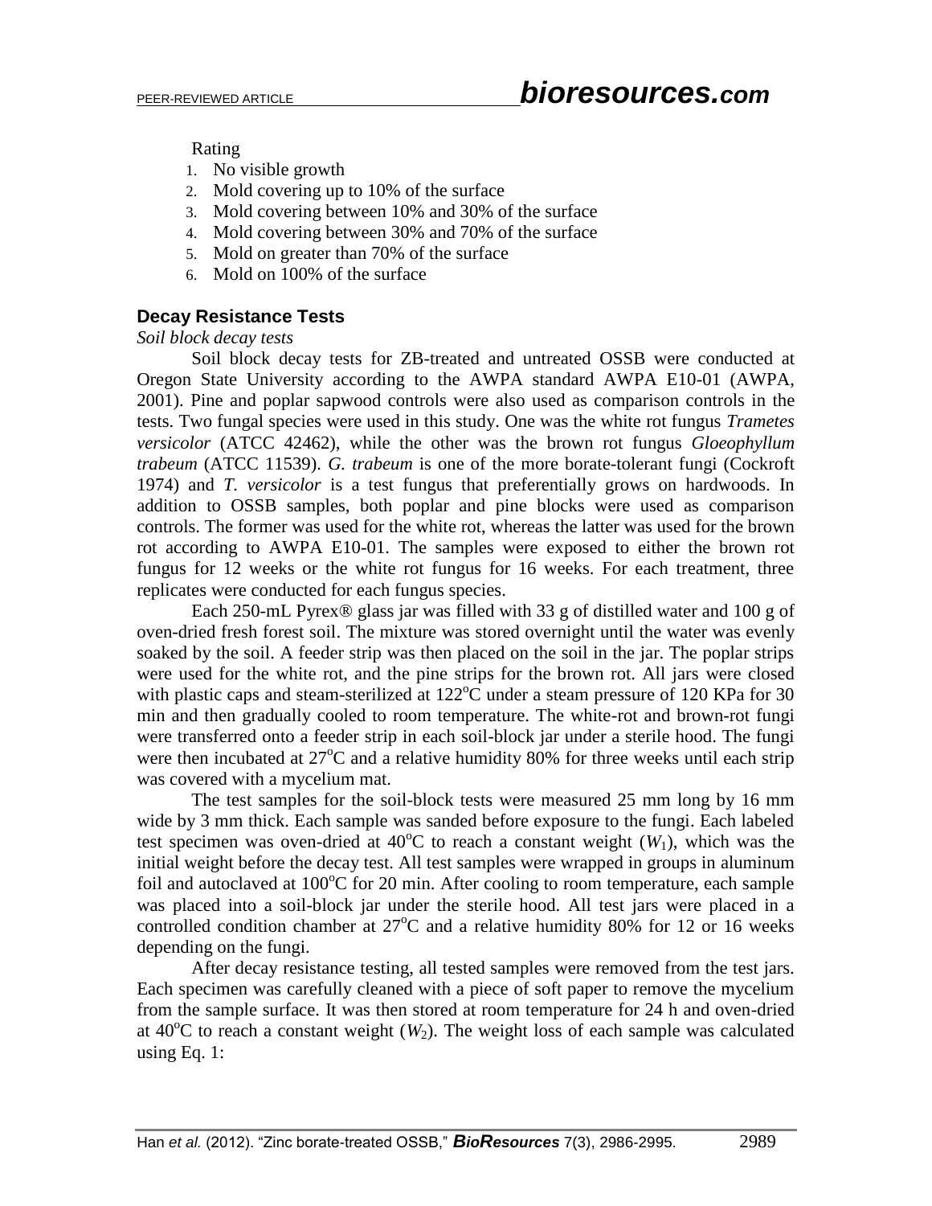Rating

1. No visible growth
2. Mold covering up to 10% of the surface
3. Mold covering between 10% and 30% of the surface
4. Mold covering between 30% and 70% of the surface
5. Mold on greater than 70% of the surface
6. Mold on 100% of the surface

## Decay Resistance Tests

*Soil block decay tests*

Soil block decay tests for ZB-treated and untreated OSSB were conducted at Oregon State University according to the AWPA standard AWPA E10-01 (AWPA, 2001). Pine and poplar sapwood controls were also used as comparison controls in the tests. Two fungal species were used in this study. One was the white rot fungus *Trametes versicolor* (ATCC 42462), while the other was the brown rot fungus *Gloeophyllum trabeum* (ATCC 11539). *G. trabeum* is one of the more borate-tolerant fungi (Cockroft 1974) and *T. versicolor* is a test fungus that preferentially grows on hardwoods. In addition to OSSB samples, both poplar and pine blocks were used as comparison controls. The former was used for the white rot, whereas the latter was used for the brown rot according to AWPA E10-01. The samples were exposed to either the brown rot fungus for 12 weeks or the white rot fungus for 16 weeks. For each treatment, three replicates were conducted for each fungus species.

Each 250-mL Pyrex® glass jar was filled with 33 g of distilled water and 100 g of oven-dried fresh forest soil. The mixture was stored overnight until the water was evenly soaked by the soil. A feeder strip was then placed on the soil in the jar. The poplar strips were used for the white rot, and the pine strips for the brown rot. All jars were closed with plastic caps and steam-sterilized at 122°C under a steam pressure of 120 KPa for 30 min and then gradually cooled to room temperature. The white-rot and brown-rot fungi were transferred onto a feeder strip in each soil-block jar under a sterile hood. The fungi were then incubated at 27°C and a relative humidity 80% for three weeks until each strip was covered with a mycelium mat.

The test samples for the soil-block tests were measured 25 mm long by 16 mm wide by 3 mm thick. Each sample was sanded before exposure to the fungi. Each labeled test specimen was oven-dried at 40°C to reach a constant weight ($W_1$), which was the initial weight before the decay test. All test samples were wrapped in groups in aluminum foil and autoclaved at 100°C for 20 min. After cooling to room temperature, each sample was placed into a soil-block jar under the sterile hood. All test jars were placed in a controlled condition chamber at 27°C and a relative humidity 80% for 12 or 16 weeks depending on the fungi.

After decay resistance testing, all tested samples were removed from the test jars. Each specimen was carefully cleaned with a piece of soft paper to remove the mycelium from the sample surface. It was then stored at room temperature for 24 h and oven-dried at 40°C to reach a constant weight ($W_2$). The weight loss of each sample was calculated using Eq. 1: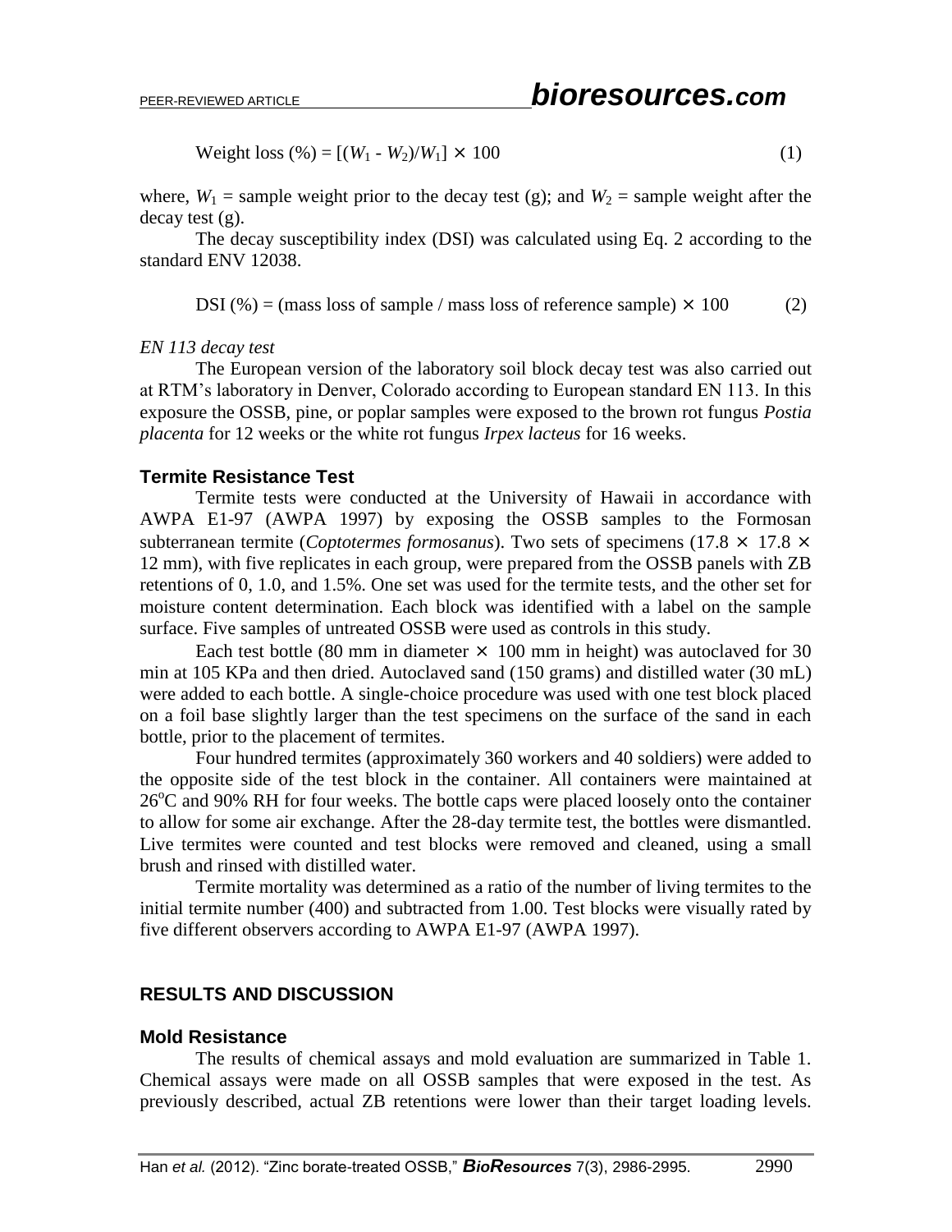$$\text{Weight loss (\%)} = [(W_1 - W_2)/W_1] \times 100 \quad (1)$$

where, $W_1$ = sample weight prior to the decay test (g); and $W_2$ = sample weight after the decay test (g).

The decay susceptibility index (DSI) was calculated using Eq. 2 according to the standard ENV 12038.

$$\text{DSI (\%)} = (\text{mass loss of sample / mass loss of reference sample}) \times 100 \quad (2)$$

*EN 113 decay test*

The European version of the laboratory soil block decay test was also carried out at RTM's laboratory in Denver, Colorado according to European standard EN 113. In this exposure the OSSB, pine, or poplar samples were exposed to the brown rot fungus *Postia placenta* for 12 weeks or the white rot fungus *Irpex lacteus* for 16 weeks.

### Termite Resistance Test

Termite tests were conducted at the University of Hawaii in accordance with AWPA E1-97 (AWPA 1997) by exposing the OSSB samples to the Formosan subterranean termite (*Coptotermes formosanus*). Two sets of specimens (17.8 × 17.8 × 12 mm), with five replicates in each group, were prepared from the OSSB panels with ZB retentions of 0, 1.0, and 1.5%. One set was used for the termite tests, and the other set for moisture content determination. Each block was identified with a label on the sample surface. Five samples of untreated OSSB were used as controls in this study.

Each test bottle (80 mm in diameter × 100 mm in height) was autoclaved for 30 min at 105 KPa and then dried. Autoclaved sand (150 grams) and distilled water (30 mL) were added to each bottle. A single-choice procedure was used with one test block placed on a foil base slightly larger than the test specimens on the surface of the sand in each bottle, prior to the placement of termites.

Four hundred termites (approximately 360 workers and 40 soldiers) were added to the opposite side of the test block in the container. All containers were maintained at 26°C and 90% RH for four weeks. The bottle caps were placed loosely onto the container to allow for some air exchange. After the 28-day termite test, the bottles were dismantled. Live termites were counted and test blocks were removed and cleaned, using a small brush and rinsed with distilled water.

Termite mortality was determined as a ratio of the number of living termites to the initial termite number (400) and subtracted from 1.00. Test blocks were visually rated by five different observers according to AWPA E1-97 (AWPA 1997).

## RESULTS AND DISCUSSION

### Mold Resistance

The results of chemical assays and mold evaluation are summarized in Table 1. Chemical assays were made on all OSSB samples that were exposed in the test. As previously described, actual ZB retentions were lower than their target loading levels.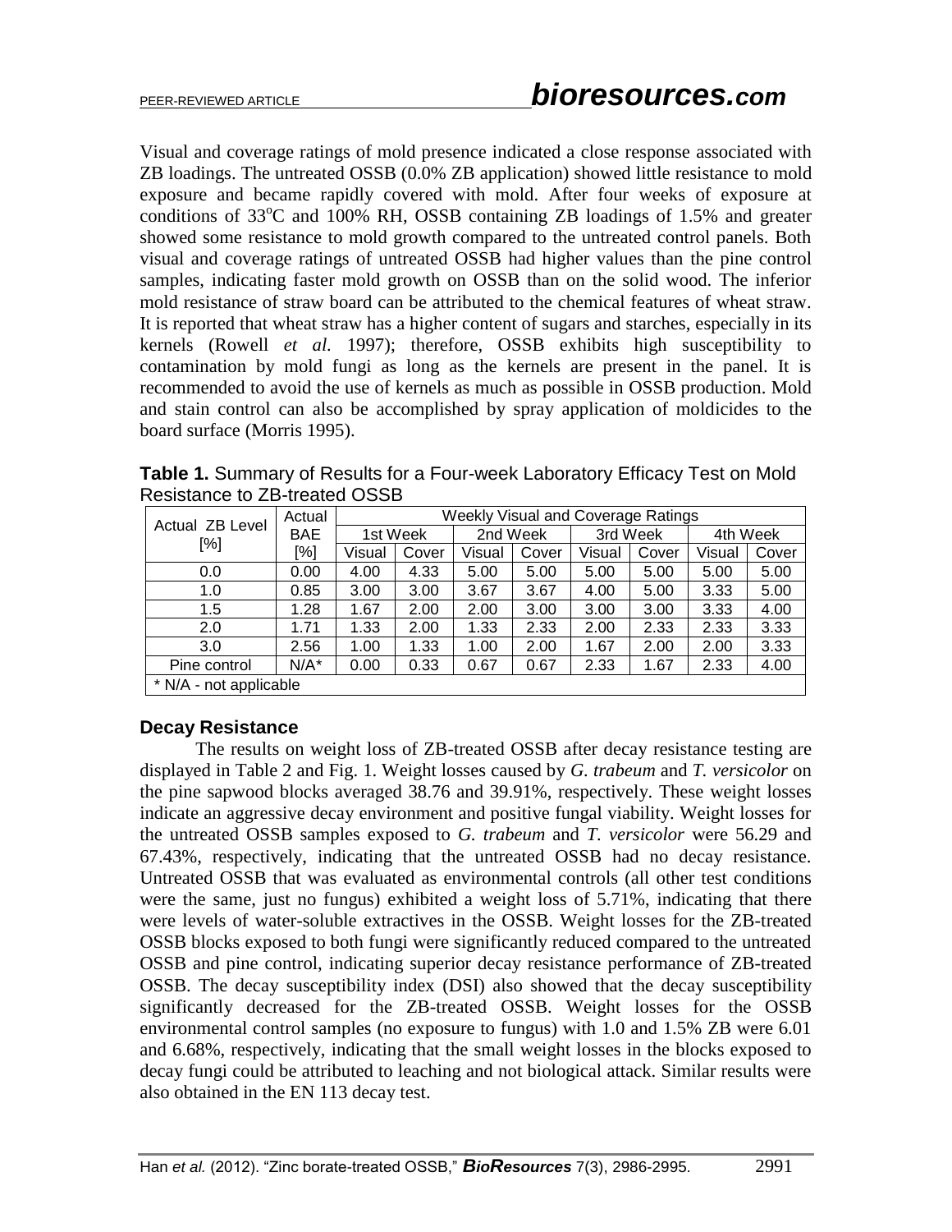Visual and coverage ratings of mold presence indicated a close response associated with ZB loadings. The untreated OSSB (0.0% ZB application) showed little resistance to mold exposure and became rapidly covered with mold. After four weeks of exposure at conditions of 33$^{o}$C and 100% RH, OSSB containing ZB loadings of 1.5% and greater showed some resistance to mold growth compared to the untreated control panels. Both visual and coverage ratings of untreated OSSB had higher values than the pine control samples, indicating faster mold growth on OSSB than on the solid wood. The inferior mold resistance of straw board can be attributed to the chemical features of wheat straw. It is reported that wheat straw has a higher content of sugars and starches, especially in its kernels (Rowell *et al.* 1997); therefore, OSSB exhibits high susceptibility to contamination by mold fungi as long as the kernels are present in the panel. It is recommended to avoid the use of kernels as much as possible in OSSB production. Mold and stain control can also be accomplished by spray application of moldicides to the board surface (Morris 1995).

**Table 1.** Summary of Results for a Four-week Laboratory Efficacy Test on Mold Resistance to ZB-treated OSSB

| Actual ZB Level [%] | Actual BAE [%] | Weekly Visual and Coverage Ratings | | | | | | | |
|---|---|---|---|---|---|---|---|---|---|
| | | 1st Week | | 2nd Week | | 3rd Week | | 4th Week | |
| | | Visual | Cover | Visual | Cover | Visual | Cover | Visual | Cover |
| 0.0 | 0.00 | 4.00 | 4.33 | 5.00 | 5.00 | 5.00 | 5.00 | 5.00 | 5.00 |
| 1.0 | 0.85 | 3.00 | 3.00 | 3.67 | 3.67 | 4.00 | 5.00 | 3.33 | 5.00 |
| 1.5 | 1.28 | 1.67 | 2.00 | 2.00 | 3.00 | 3.00 | 3.00 | 3.33 | 4.00 |
| 2.0 | 1.71 | 1.33 | 2.00 | 1.33 | 2.33 | 2.00 | 2.33 | 2.33 | 3.33 |
| 3.0 | 2.56 | 1.00 | 1.33 | 1.00 | 2.00 | 1.67 | 2.00 | 2.00 | 3.33 |
| Pine control | N/A* | 0.00 | 0.33 | 0.67 | 0.67 | 2.33 | 1.67 | 2.33 | 4.00 |

\* N/A - not applicable

### Decay Resistance

The results on weight loss of ZB-treated OSSB after decay resistance testing are displayed in Table 2 and Fig. 1. Weight losses caused by *G. trabeum* and *T. versicolor* on the pine sapwood blocks averaged 38.76 and 39.91%, respectively. These weight losses indicate an aggressive decay environment and positive fungal viability. Weight losses for the untreated OSSB samples exposed to *G. trabeum* and *T. versicolor* were 56.29 and 67.43%, respectively, indicating that the untreated OSSB had no decay resistance. Untreated OSSB that was evaluated as environmental controls (all other test conditions were the same, just no fungus) exhibited a weight loss of 5.71%, indicating that there were levels of water-soluble extractives in the OSSB. Weight losses for the ZB-treated OSSB blocks exposed to both fungi were significantly reduced compared to the untreated OSSB and pine control, indicating superior decay resistance performance of ZB-treated OSSB. The decay susceptibility index (DSI) also showed that the decay susceptibility significantly decreased for the ZB-treated OSSB. Weight losses for the OSSB environmental control samples (no exposure to fungus) with 1.0 and 1.5% ZB were 6.01 and 6.68%, respectively, indicating that the small weight losses in the blocks exposed to decay fungi could be attributed to leaching and not biological attack. Similar results were also obtained in the EN 113 decay test.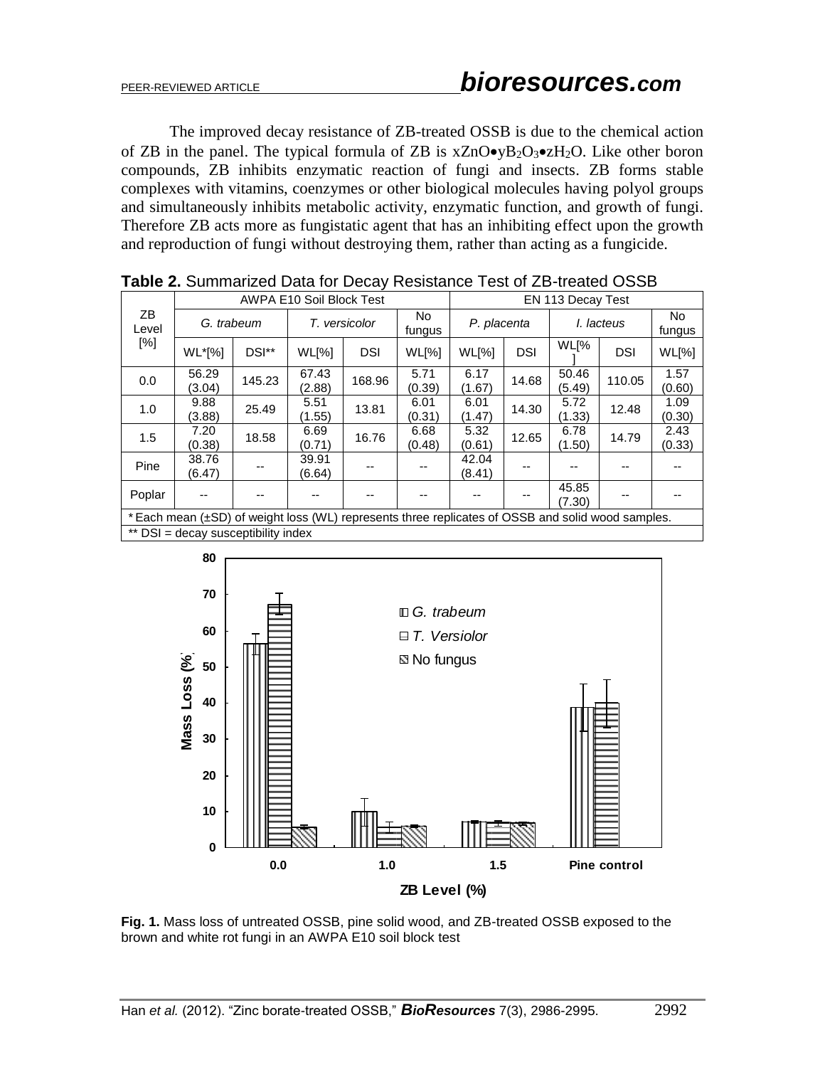The improved decay resistance of ZB-treated OSSB is due to the chemical action of ZB in the panel. The typical formula of ZB is $xZnO{\bullet}yB_2O_3{\bullet}zH_2O$. Like other boron compounds, ZB inhibits enzymatic reaction of fungi and insects. ZB forms stable complexes with vitamins, coenzymes or other biological molecules having polyol groups and simultaneously inhibits metabolic activity, enzymatic function, and growth of fungi. Therefore ZB acts more as fungistatic agent that has an inhibiting effect upon the growth and reproduction of fungi without destroying them, rather than acting as a fungicide.

**Table 2.** Summarized Data for Decay Resistance Test of ZB-treated OSSB

| ZB Level [%] | AWPA E10 Soil Block Test | | | | | EN 113 Decay Test | | | | |
|---|---|---|---|---|---|---|---|---|---|---|
| | *G. trabeum* | | *T. versicolor* | | No fungus | *P. placenta* | | *I. lacteus* | | No fungus |
| | WL*[%] | DSI** | WL[%] | DSI | WL[%] | WL[%] | DSI | WL[%] | DSI | WL[%] |
| 0.0 | 56.29 (3.04) | 145.23 | 67.43 (2.88) | 168.96 | 5.71 (0.39) | 6.17 (1.67) | 14.68 | 50.46 (5.49) | 110.05 | 1.57 (0.60) |
| 1.0 | 9.88 (3.88) | 25.49 | 5.51 (1.55) | 13.81 | 6.01 (0.31) | 6.01 (1.47) | 14.30 | 5.72 (1.33) | 12.48 | 1.09 (0.30) |
| 1.5 | 7.20 (0.38) | 18.58 | 6.69 (0.71) | 16.76 | 6.68 (0.48) | 5.32 (0.61) | 12.65 | 6.78 (1.50) | 14.79 | 2.43 (0.33) |
| Pine | 38.76 (6.47) | -- | 39.91 (6.64) | -- | -- | 42.04 (8.41) | -- | -- | -- | -- |
| Poplar | -- | -- | -- | -- | -- | -- | -- | 45.85 (7.30) | -- | -- |

\* Each mean (±SD) of weight loss (WL) represents three replicates of OSSB and solid wood samples.

** DSI = decay susceptibility index

**Fig. 1.** Mass loss of untreated OSSB, pine solid wood, and ZB-treated OSSB exposed to the brown and white rot fungi in an AWPA E10 soil block test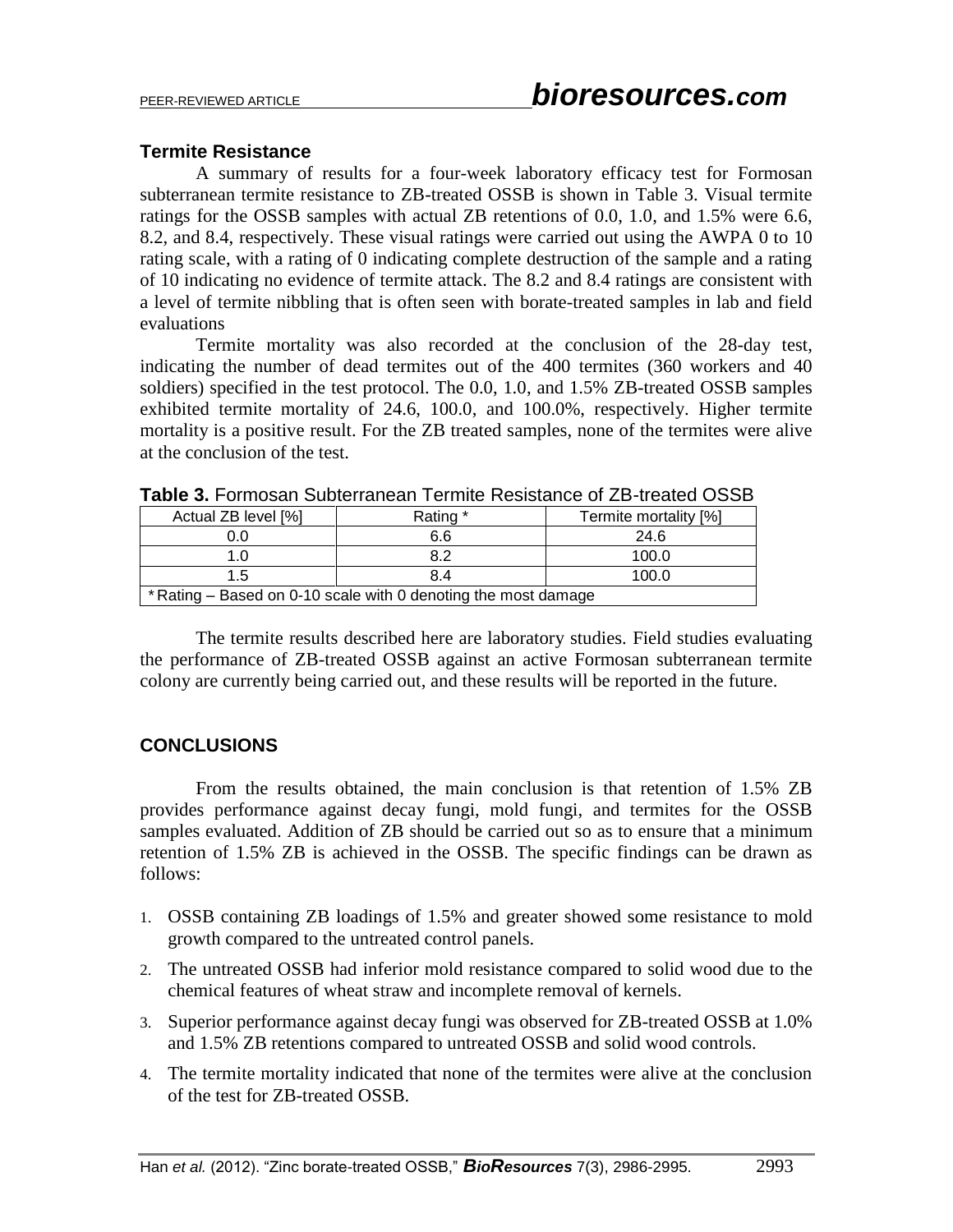### Termite Resistance

A summary of results for a four-week laboratory efficacy test for Formosan subterranean termite resistance to ZB-treated OSSB is shown in Table 3. Visual termite ratings for the OSSB samples with actual ZB retentions of 0.0, 1.0, and 1.5% were 6.6, 8.2, and 8.4, respectively. These visual ratings were carried out using the AWPA 0 to 10 rating scale, with a rating of 0 indicating complete destruction of the sample and a rating of 10 indicating no evidence of termite attack. The 8.2 and 8.4 ratings are consistent with a level of termite nibbling that is often seen with borate-treated samples in lab and field evaluations

Termite mortality was also recorded at the conclusion of the 28-day test, indicating the number of dead termites out of the 400 termites (360 workers and 40 soldiers) specified in the test protocol. The 0.0, 1.0, and 1.5% ZB-treated OSSB samples exhibited termite mortality of 24.6, 100.0, and 100.0%, respectively. Higher termite mortality is a positive result. For the ZB treated samples, none of the termites were alive at the conclusion of the test.

**Table 3.** Formosan Subterranean Termite Resistance of ZB-treated OSSB

| Actual ZB level [%] | Rating * | Termite mortality [%] |
|---|---|---|
| 0.0 | 6.6 | 24.6 |
| 1.0 | 8.2 | 100.0 |
| 1.5 | 8.4 | 100.0 |
| * Rating – Based on 0-10 scale with 0 denoting the most damage | | |

The termite results described here are laboratory studies. Field studies evaluating the performance of ZB-treated OSSB against an active Formosan subterranean termite colony are currently being carried out, and these results will be reported in the future.

## CONCLUSIONS

From the results obtained, the main conclusion is that retention of 1.5% ZB provides performance against decay fungi, mold fungi, and termites for the OSSB samples evaluated. Addition of ZB should be carried out so as to ensure that a minimum retention of 1.5% ZB is achieved in the OSSB. The specific findings can be drawn as follows:

1. OSSB containing ZB loadings of 1.5% and greater showed some resistance to mold growth compared to the untreated control panels.
2. The untreated OSSB had inferior mold resistance compared to solid wood due to the chemical features of wheat straw and incomplete removal of kernels.
3. Superior performance against decay fungi was observed for ZB-treated OSSB at 1.0% and 1.5% ZB retentions compared to untreated OSSB and solid wood controls.
4. The termite mortality indicated that none of the termites were alive at the conclusion of the test for ZB-treated OSSB.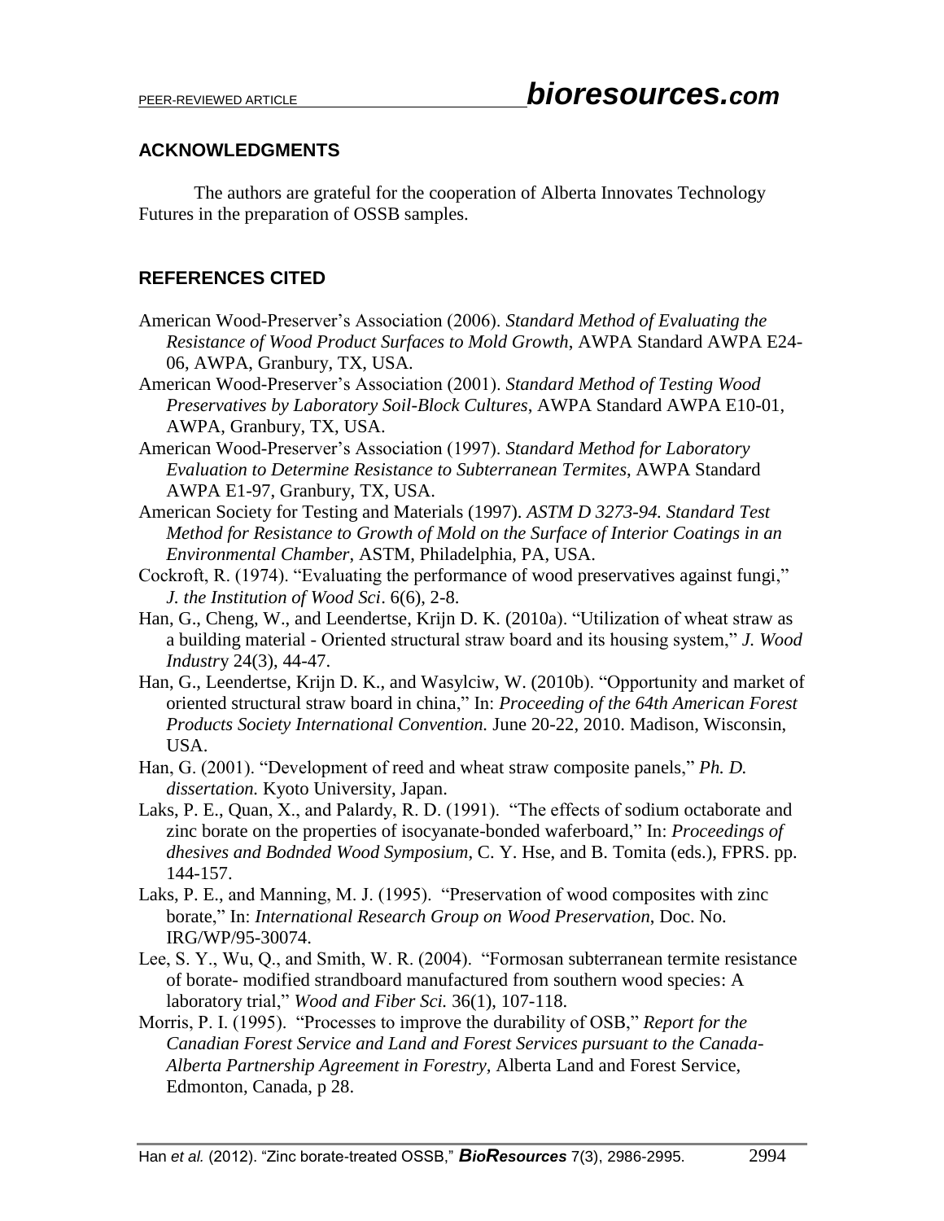## ACKNOWLEDGMENTS

The authors are grateful for the cooperation of Alberta Innovates Technology Futures in the preparation of OSSB samples.

## REFERENCES CITED

American Wood-Preserver's Association (2006). *Standard Method of Evaluating the Resistance of Wood Product Surfaces to Mold Growth*, AWPA Standard AWPA E24-06, AWPA, Granbury, TX, USA.

American Wood-Preserver's Association (2001). *Standard Method of Testing Wood Preservatives by Laboratory Soil-Block Cultures*, AWPA Standard AWPA E10-01, AWPA, Granbury, TX, USA.

American Wood-Preserver's Association (1997). *Standard Method for Laboratory Evaluation to Determine Resistance to Subterranean Termites*, AWPA Standard AWPA E1-97, Granbury, TX, USA.

American Society for Testing and Materials (1997). *ASTM D 3273-94. Standard Test Method for Resistance to Growth of Mold on the Surface of Interior Coatings in an Environmental Chamber*, ASTM, Philadelphia, PA, USA.

Cockroft, R. (1974). "Evaluating the performance of wood preservatives against fungi," *J. the Institution of Wood Sci*. 6(6), 2-8.

Han, G., Cheng, W., and Leendertse, Krijn D. K. (2010a). "Utilization of wheat straw as a building material - Oriented structural straw board and its housing system," *J. Wood Industry* 24(3), 44-47.

Han, G., Leendertse, Krijn D. K., and Wasylciw, W. (2010b). "Opportunity and market of oriented structural straw board in china," In: *Proceeding of the 64th American Forest Products Society International Convention.* June 20-22, 2010. Madison, Wisconsin, USA.

Han, G. (2001). "Development of reed and wheat straw composite panels," *Ph. D. dissertation.* Kyoto University, Japan.

Laks, P. E., Quan, X., and Palardy, R. D. (1991). "The effects of sodium octaborate and zinc borate on the properties of isocyanate-bonded waferboard," In: *Proceedings of dhesives and Bodnded Wood Symposium*, C. Y. Hse, and B. Tomita (eds.), FPRS. pp. 144-157.

Laks, P. E., and Manning, M. J. (1995). "Preservation of wood composites with zinc borate," In: *International Research Group on Wood Preservation*, Doc. No. IRG/WP/95-30074.

Lee, S. Y., Wu, Q., and Smith, W. R. (2004). "Formosan subterranean termite resistance of borate- modified strandboard manufactured from southern wood species: A laboratory trial," *Wood and Fiber Sci.* 36(1), 107-118.

Morris, P. I. (1995). "Processes to improve the durability of OSB," *Report for the Canadian Forest Service and Land and Forest Services pursuant to the Canada-Alberta Partnership Agreement in Forestry*, Alberta Land and Forest Service, Edmonton, Canada, p 28.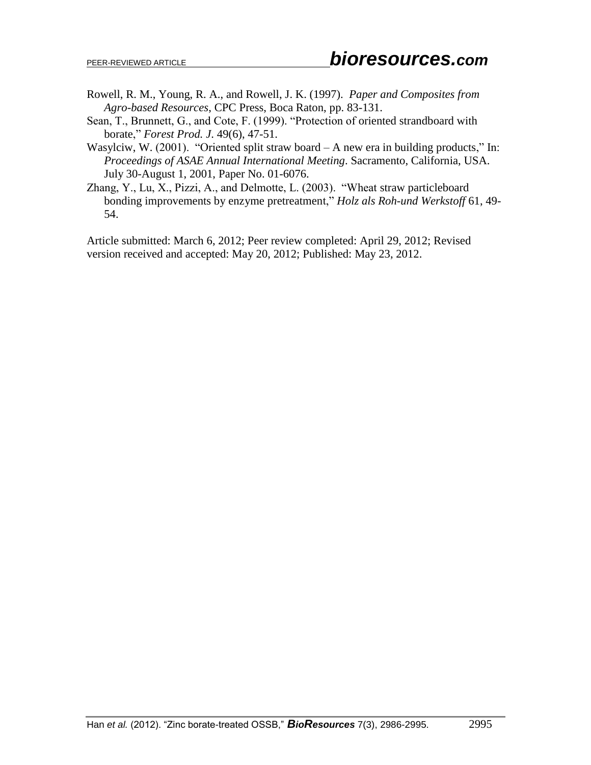Rowell, R. M., Young, R. A., and Rowell, J. K. (1997). *Paper and Composites from Agro-based Resources*, CPC Press, Boca Raton, pp. 83-131.

Sean, T., Brunnett, G., and Cote, F. (1999). "Protection of oriented strandboard with borate," *Forest Prod. J.* 49(6), 47-51.

Wasylciw, W. (2001). "Oriented split straw board – A new era in building products," In: *Proceedings of ASAE Annual International Meeting*. Sacramento, California, USA. July 30-August 1, 2001, Paper No. 01-6076.

Zhang, Y., Lu, X., Pizzi, A., and Delmotte, L. (2003). "Wheat straw particleboard bonding improvements by enzyme pretreatment," *Holz als Roh-und Werkstoff* 61, 49-54.

Article submitted: March 6, 2012; Peer review completed: April 29, 2012; Revised version received and accepted: May 20, 2012; Published: May 23, 2012.